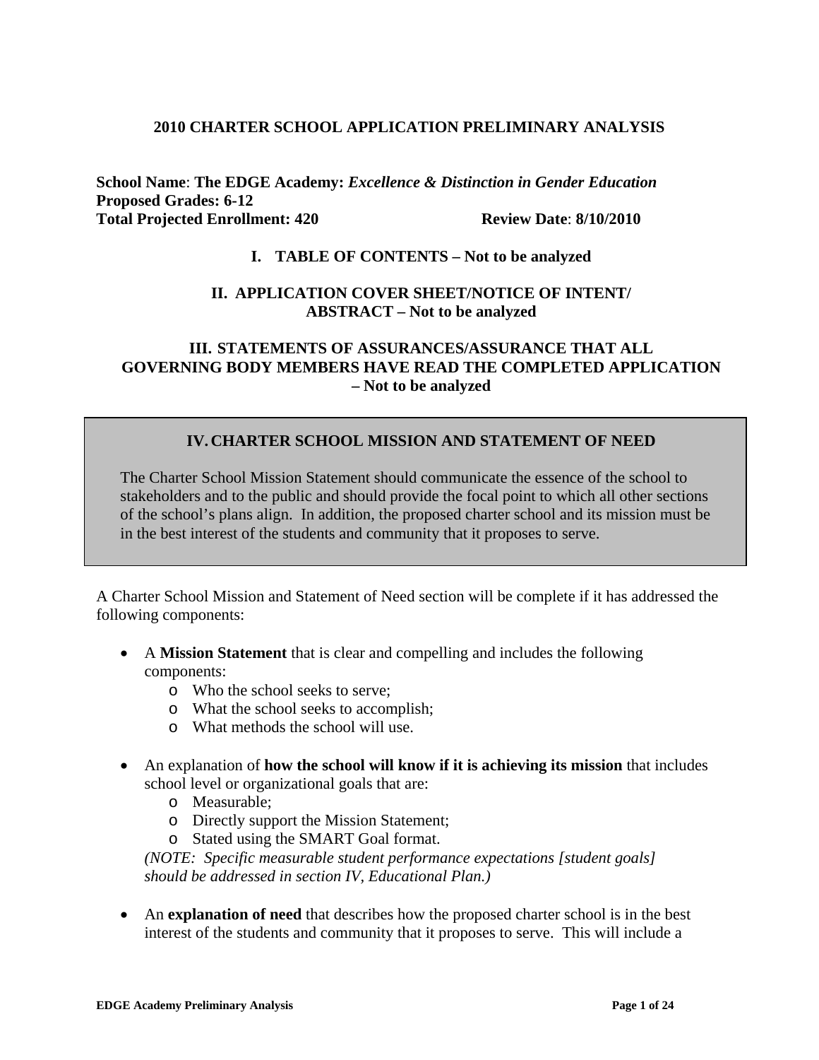# 2010 CHARTER SCHOOL APPLICATION PRELIMINARY ANALYSIS

**School Name**: **The EDGE Academy:** ***Excellence & Distinction in Gender Education***
**Proposed Grades: 6-12**
**Total Projected Enrollment: 420** **Review Date**: **8/10/2010**

## I. TABLE OF CONTENTS – Not to be analyzed

## II. APPLICATION COVER SHEET/NOTICE OF INTENT/ ABSTRACT – Not to be analyzed

## III. STATEMENTS OF ASSURANCES/ASSURANCE THAT ALL GOVERNING BODY MEMBERS HAVE READ THE COMPLETED APPLICATION – Not to be analyzed

## IV. CHARTER SCHOOL MISSION AND STATEMENT OF NEED

The Charter School Mission Statement should communicate the essence of the school to stakeholders and to the public and should provide the focal point to which all other sections of the school's plans align. In addition, the proposed charter school and its mission must be in the best interest of the students and community that it proposes to serve.

A Charter School Mission and Statement of Need section will be complete if it has addressed the following components:

- A **Mission Statement** that is clear and compelling and includes the following components:
  - Who the school seeks to serve;
  - What the school seeks to accomplish;
  - What methods the school will use.
- An explanation of **how the school will know if it is achieving its mission** that includes school level or organizational goals that are:
  - Measurable;
  - Directly support the Mission Statement;
  - Stated using the SMART Goal format.

  *(NOTE: Specific measurable student performance expectations [student goals] should be addressed in section IV, Educational Plan.)*
- An **explanation of need** that describes how the proposed charter school is in the best interest of the students and community that it proposes to serve. This will include a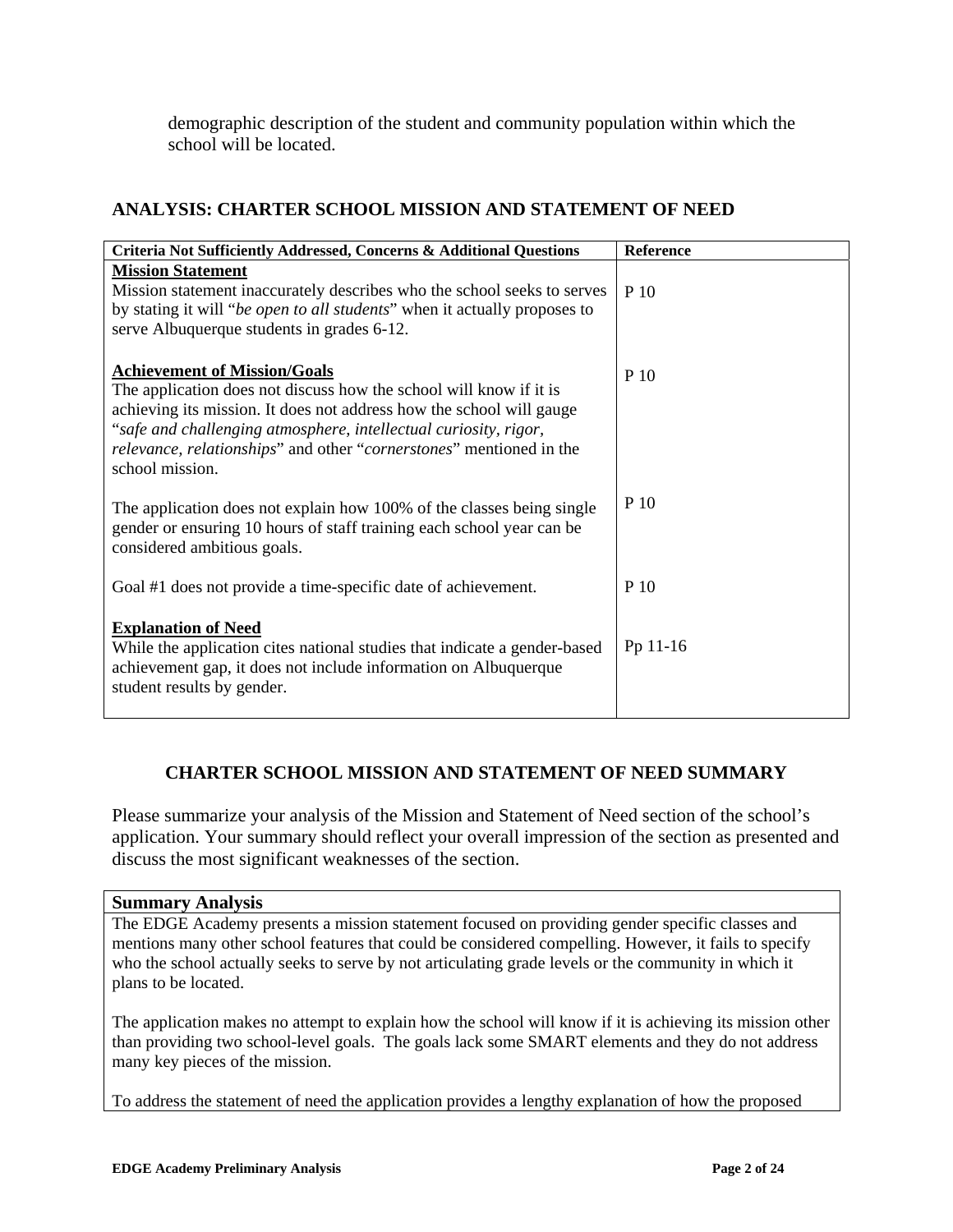demographic description of the student and community population within which the school will be located.

## ANALYSIS: CHARTER SCHOOL MISSION AND STATEMENT OF NEED

| Criteria Not Sufficiently Addressed, Concerns & Additional Questions | Reference |
|---|---|
| **Mission Statement**<br>Mission statement inaccurately describes who the school seeks to serves by stating it will "*be open to all students*" when it actually proposes to serve Albuquerque students in grades 6-12. | P 10 |
| **Achievement of Mission/Goals**<br>The application does not discuss how the school will know if it is achieving its mission. It does not address how the school will gauge "*safe and challenging atmosphere, intellectual curiosity, rigor, relevance, relationships*" and other "*cornerstones*" mentioned in the school mission. | P 10 |
| The application does not explain how 100% of the classes being single gender or ensuring 10 hours of staff training each school year can be considered ambitious goals. | P 10 |
| Goal #1 does not provide a time-specific date of achievement. | P 10 |
| **Explanation of Need**<br>While the application cites national studies that indicate a gender-based achievement gap, it does not include information on Albuquerque student results by gender. | Pp 11-16 |

## CHARTER SCHOOL MISSION AND STATEMENT OF NEED SUMMARY

Please summarize your analysis of the Mission and Statement of Need section of the school's application. Your summary should reflect your overall impression of the section as presented and discuss the most significant weaknesses of the section.

| Summary Analysis |
|---|
| The EDGE Academy presents a mission statement focused on providing gender specific classes and mentions many other school features that could be considered compelling. However, it fails to specify who the school actually seeks to serve by not articulating grade levels or the community in which it plans to be located.<br><br>The application makes no attempt to explain how the school will know if it is achieving its mission other than providing two school-level goals. The goals lack some SMART elements and they do not address many key pieces of the mission.<br><br>To address the statement of need the application provides a lengthy explanation of how the proposed |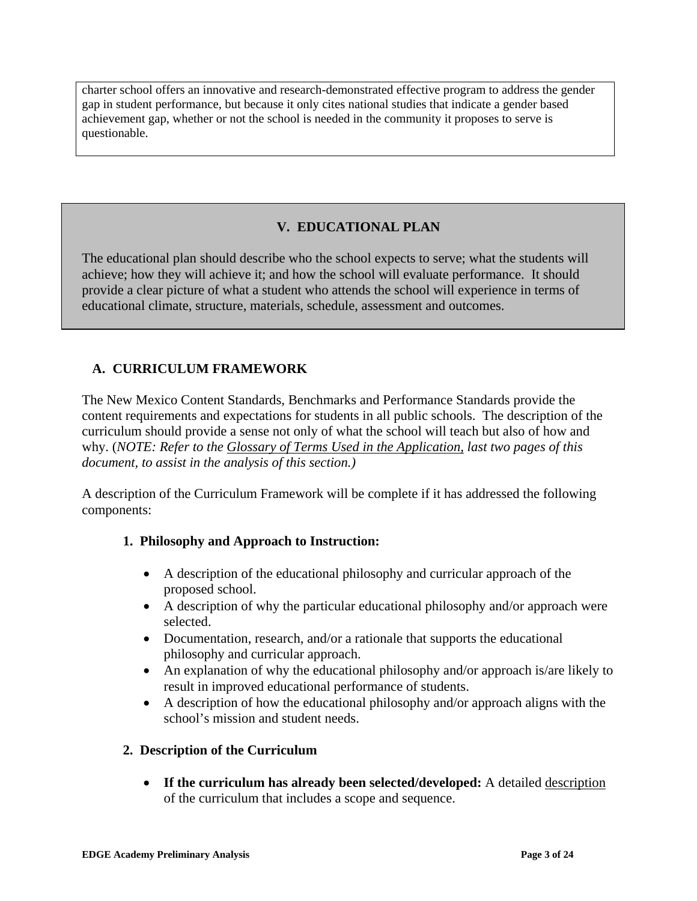charter school offers an innovative and research-demonstrated effective program to address the gender gap in student performance, but because it only cites national studies that indicate a gender based achievement gap, whether or not the school is needed in the community it proposes to serve is questionable.

## V. EDUCATIONAL PLAN

The educational plan should describe who the school expects to serve; what the students will achieve; how they will achieve it; and how the school will evaluate performance. It should provide a clear picture of what a student who attends the school will experience in terms of educational climate, structure, materials, schedule, assessment and outcomes.

### A. CURRICULUM FRAMEWORK

The New Mexico Content Standards, Benchmarks and Performance Standards provide the content requirements and expectations for students in all public schools. The description of the curriculum should provide a sense not only of what the school will teach but also of how and why. (*NOTE: Refer to the Glossary of Terms Used in the Application, last two pages of this document, to assist in the analysis of this section.)*

A description of the Curriculum Framework will be complete if it has addressed the following components:

#### 1. Philosophy and Approach to Instruction:

- A description of the educational philosophy and curricular approach of the proposed school.
- A description of why the particular educational philosophy and/or approach were selected.
- Documentation, research, and/or a rationale that supports the educational philosophy and curricular approach.
- An explanation of why the educational philosophy and/or approach is/are likely to result in improved educational performance of students.
- A description of how the educational philosophy and/or approach aligns with the school's mission and student needs.

#### 2. Description of the Curriculum

- **If the curriculum has already been selected/developed:** A detailed description of the curriculum that includes a scope and sequence.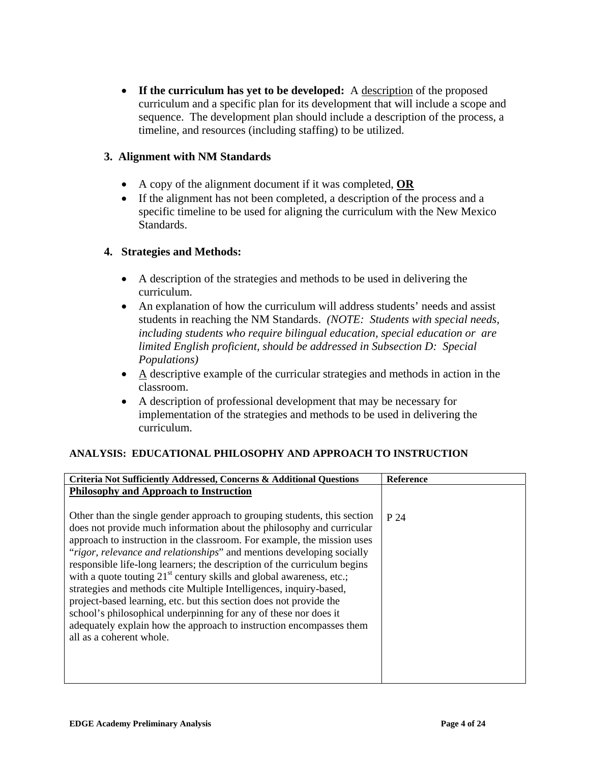- **If the curriculum has yet to be developed:** A <u>description</u> of the proposed curriculum and a specific plan for its development that will include a scope and sequence. The development plan should include a description of the process, a timeline, and resources (including staffing) to be utilized.

### 3. Alignment with NM Standards

- A copy of the alignment document if it was completed, **<u>OR</u>**
- If the alignment has not been completed, a description of the process and a specific timeline to be used for aligning the curriculum with the New Mexico Standards.

### 4. Strategies and Methods:

- A description of the strategies and methods to be used in delivering the curriculum.
- An explanation of how the curriculum will address students' needs and assist students in reaching the NM Standards. *(NOTE: Students with special needs, including students who require bilingual education, special education or are limited English proficient, should be addressed in Subsection D: Special Populations)*
- <u>A</u> descriptive example of the curricular strategies and methods in action in the classroom.
- A description of professional development that may be necessary for implementation of the strategies and methods to be used in delivering the curriculum.

## ANALYSIS: EDUCATIONAL PHILOSOPHY AND APPROACH TO INSTRUCTION

| Criteria Not Sufficiently Addressed, Concerns & Additional Questions | Reference |
|---|---|
| **<u>Philosophy and Approach to Instruction</u>**<br><br>Other than the single gender approach to grouping students, this section does not provide much information about the philosophy and curricular approach to instruction in the classroom. For example, the mission uses "*rigor, relevance and relationships*" and mentions developing socially responsible life-long learners; the description of the curriculum begins with a quote touting 21st century skills and global awareness, etc.; strategies and methods cite Multiple Intelligences, inquiry-based, project-based learning, etc. but this section does not provide the school's philosophical underpinning for any of these nor does it adequately explain how the approach to instruction encompasses them all as a coherent whole. | P 24 |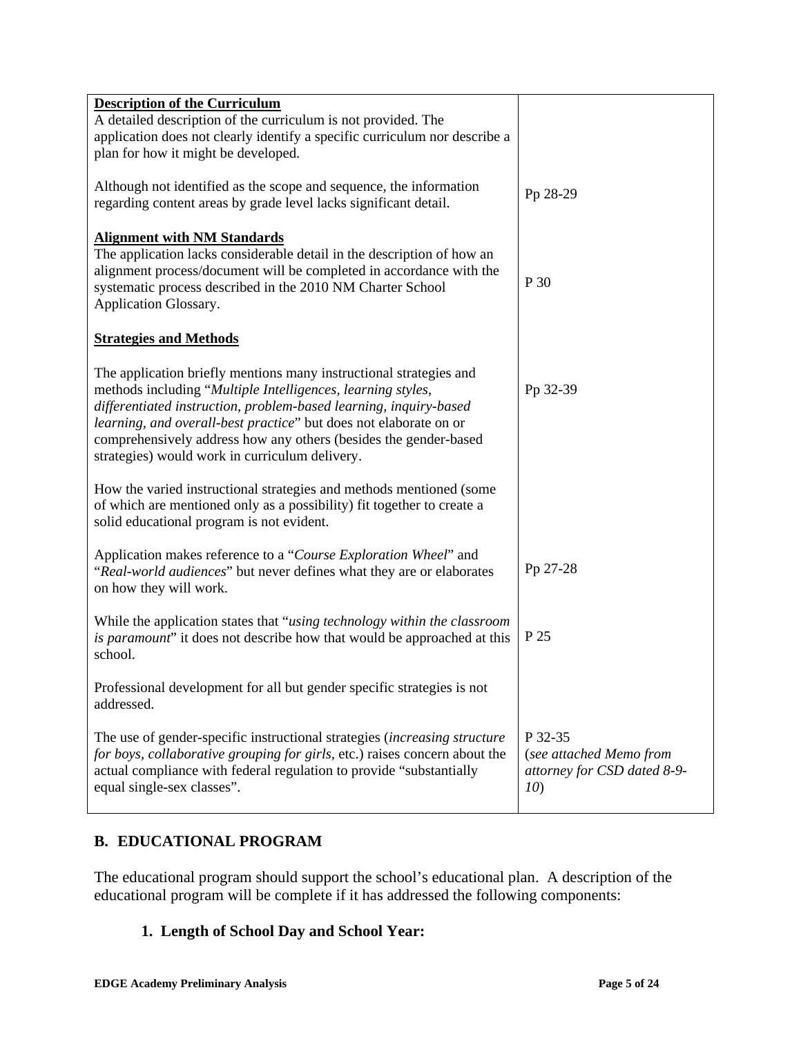| | |
|---|---|
| **Description of the Curriculum**<br>A detailed description of the curriculum is not provided. The application does not clearly identify a specific curriculum nor describe a plan for how it might be developed. | |
| Although not identified as the scope and sequence, the information regarding content areas by grade level lacks significant detail. | Pp 28-29 |
| **Alignment with NM Standards**<br>The application lacks considerable detail in the description of how an alignment process/document will be completed in accordance with the systematic process described in the 2010 NM Charter School Application Glossary. | P 30 |
| **Strategies and Methods** | |
| The application briefly mentions many instructional strategies and methods including "*Multiple Intelligences, learning styles, differentiated instruction, problem-based learning, inquiry-based learning, and overall-best practice*" but does not elaborate on or comprehensively address how any others (besides the gender-based strategies) would work in curriculum delivery. | Pp 32-39 |
| How the varied instructional strategies and methods mentioned (some of which are mentioned only as a possibility) fit together to create a solid educational program is not evident. | |
| Application makes reference to a "*Course Exploration Wheel*" and "*Real-world audiences*" but never defines what they are or elaborates on how they will work. | Pp 27-28 |
| While the application states that "*using technology within the classroom is paramount*" it does not describe how that would be approached at this school. | P 25 |
| Professional development for all but gender specific strategies is not addressed. | |
| The use of gender-specific instructional strategies (*increasing structure for boys, collaborative grouping for girls,* etc.) raises concern about the actual compliance with federal regulation to provide "substantially equal single-sex classes". | P 32-35<br>(*see attached Memo from attorney for CSD dated 8-9-10*) |

## B. EDUCATIONAL PROGRAM

The educational program should support the school's educational plan. A description of the educational program will be complete if it has addressed the following components:

### 1. Length of School Day and School Year: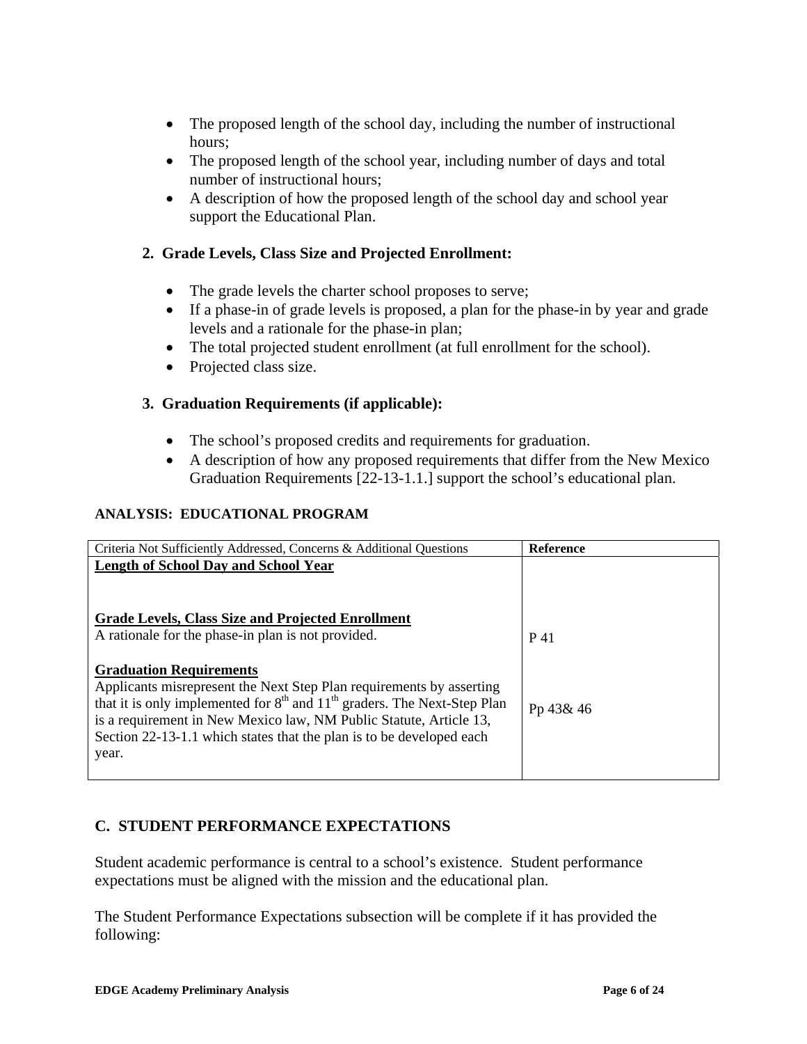- The proposed length of the school day, including the number of instructional hours;
- The proposed length of the school year, including number of days and total number of instructional hours;
- A description of how the proposed length of the school day and school year support the Educational Plan.

### 2. Grade Levels, Class Size and Projected Enrollment:

- The grade levels the charter school proposes to serve;
- If a phase-in of grade levels is proposed, a plan for the phase-in by year and grade levels and a rationale for the phase-in plan;
- The total projected student enrollment (at full enrollment for the school).
- Projected class size.

### 3. Graduation Requirements (if applicable):

- The school's proposed credits and requirements for graduation.
- A description of how any proposed requirements that differ from the New Mexico Graduation Requirements [22-13-1.1.] support the school's educational plan.

**ANALYSIS: EDUCATIONAL PROGRAM**

| Criteria Not Sufficiently Addressed, Concerns & Additional Questions | **Reference** |
|---|---|
| **Length of School Day and School Year** | |
| **Grade Levels, Class Size and Projected Enrollment**<br>A rationale for the phase-in plan is not provided. | P 41 |
| **Graduation Requirements**<br>Applicants misrepresent the Next Step Plan requirements by asserting that it is only implemented for 8th and 11th graders. The Next-Step Plan is a requirement in New Mexico law, NM Public Statute, Article 13, Section 22-13-1.1 which states that the plan is to be developed each year. | Pp 43& 46 |

## C. STUDENT PERFORMANCE EXPECTATIONS

Student academic performance is central to a school's existence. Student performance expectations must be aligned with the mission and the educational plan.

The Student Performance Expectations subsection will be complete if it has provided the following: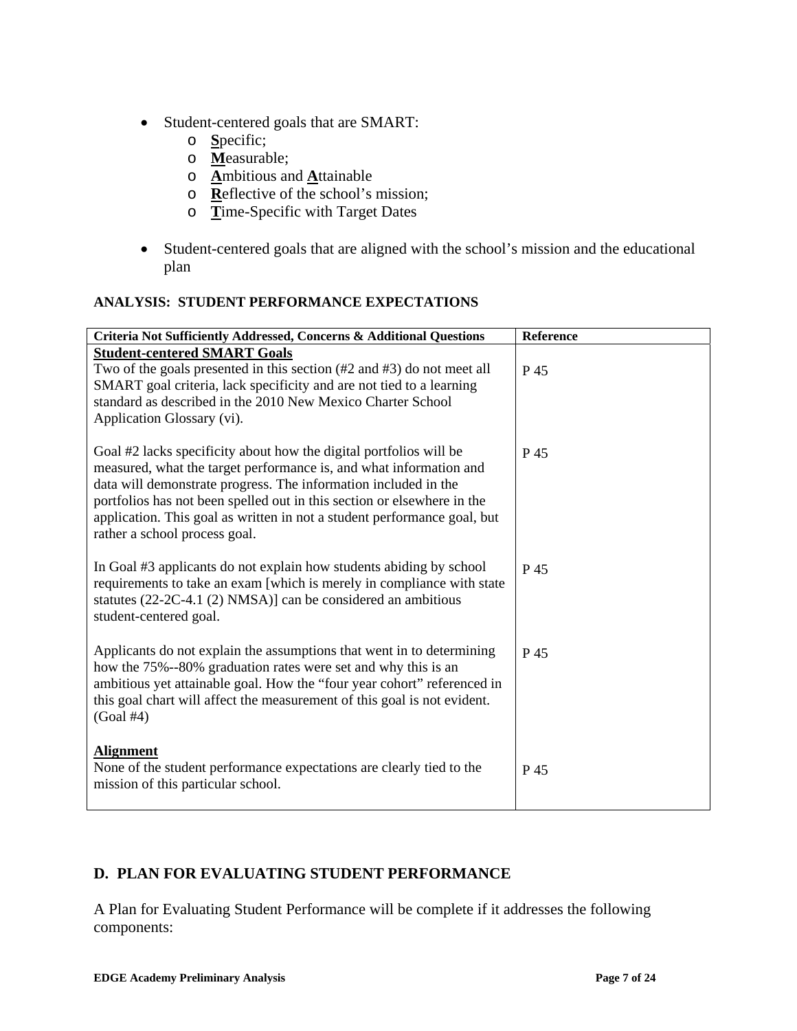- Student-centered goals that are SMART:
  - **S**pecific;
  - **M**easurable;
  - **A**mbitious and **A**ttainable
  - **R**eflective of the school's mission;
  - **T**ime-Specific with Target Dates

- Student-centered goals that are aligned with the school's mission and the educational plan

**ANALYSIS: STUDENT PERFORMANCE EXPECTATIONS**

| Criteria Not Sufficiently Addressed, Concerns & Additional Questions | Reference |
|---|---|
| **Student-centered SMART Goals**<br>Two of the goals presented in this section (#2 and #3) do not meet all SMART goal criteria, lack specificity and are not tied to a learning standard as described in the 2010 New Mexico Charter School Application Glossary (vi). | P 45 |
| Goal #2 lacks specificity about how the digital portfolios will be measured, what the target performance is, and what information and data will demonstrate progress. The information included in the portfolios has not been spelled out in this section or elsewhere in the application. This goal as written in not a student performance goal, but rather a school process goal. | P 45 |
| In Goal #3 applicants do not explain how students abiding by school requirements to take an exam [which is merely in compliance with state statutes (22-2C-4.1 (2) NMSA)] can be considered an ambitious student-centered goal. | P 45 |
| Applicants do not explain the assumptions that went in to determining how the 75%--80% graduation rates were set and why this is an ambitious yet attainable goal. How the "four year cohort" referenced in this goal chart will affect the measurement of this goal is not evident. (Goal #4) | P 45 |
| **Alignment**<br>None of the student performance expectations are clearly tied to the mission of this particular school. | P 45 |

## D. PLAN FOR EVALUATING STUDENT PERFORMANCE

A Plan for Evaluating Student Performance will be complete if it addresses the following components: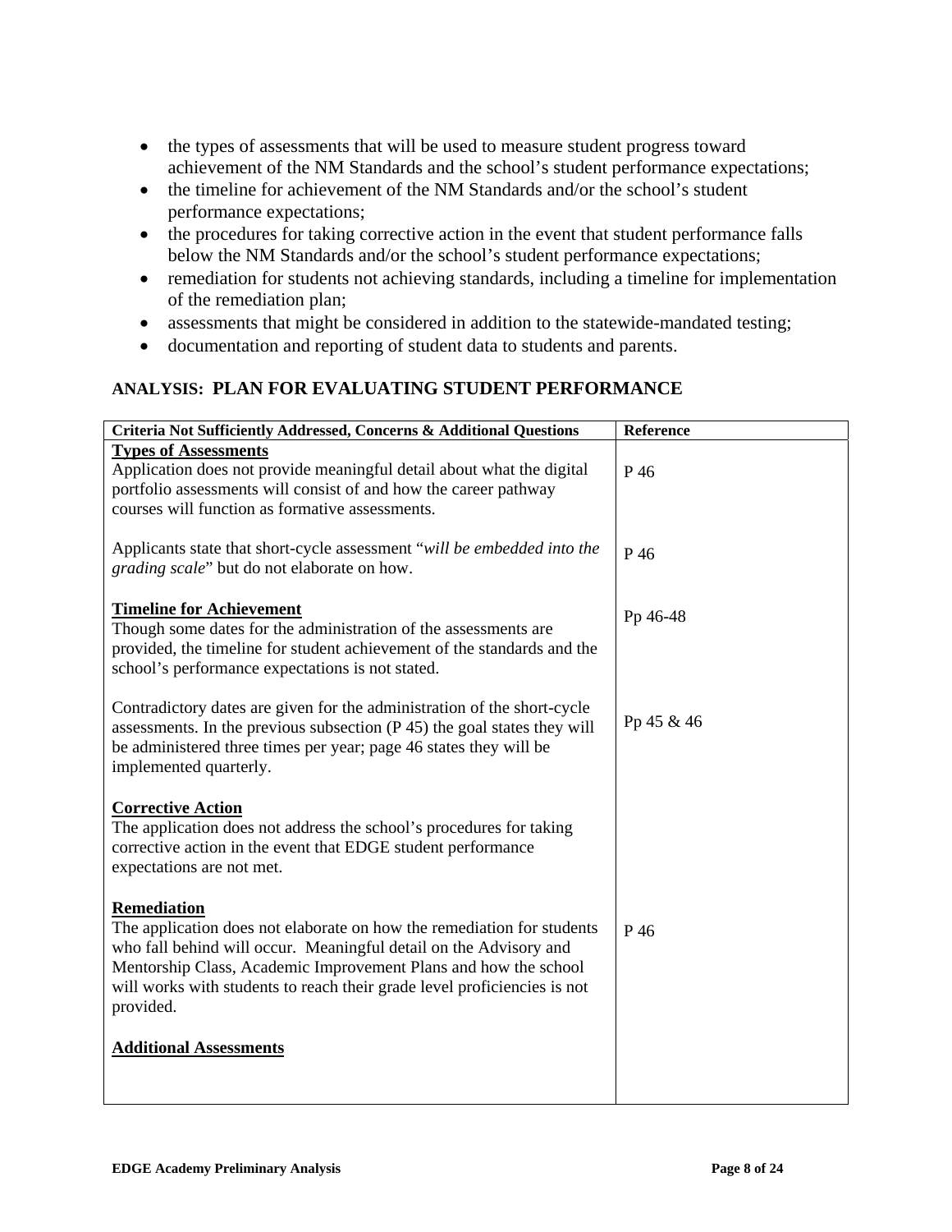- the types of assessments that will be used to measure student progress toward achievement of the NM Standards and the school's student performance expectations;
- the timeline for achievement of the NM Standards and/or the school's student performance expectations;
- the procedures for taking corrective action in the event that student performance falls below the NM Standards and/or the school's student performance expectations;
- remediation for students not achieving standards, including a timeline for implementation of the remediation plan;
- assessments that might be considered in addition to the statewide-mandated testing;
- documentation and reporting of student data to students and parents.

### ANALYSIS: PLAN FOR EVALUATING STUDENT PERFORMANCE

| Criteria Not Sufficiently Addressed, Concerns & Additional Questions | Reference |
|---|---|
| **<u>Types of Assessments</u>**<br>Application does not provide meaningful detail about what the digital portfolio assessments will consist of and how the career pathway courses will function as formative assessments. | P 46 |
| Applicants state that short-cycle assessment "*will be embedded into the grading scale*" but do not elaborate on how. | P 46 |
| **<u>Timeline for Achievement</u>**<br>Though some dates for the administration of the assessments are provided, the timeline for student achievement of the standards and the school's performance expectations is not stated. | Pp 46-48 |
| Contradictory dates are given for the administration of the short-cycle assessments. In the previous subsection (P 45) the goal states they will be administered three times per year; page 46 states they will be implemented quarterly. | Pp 45 & 46 |
| **<u>Corrective Action</u>**<br>The application does not address the school's procedures for taking corrective action in the event that EDGE student performance expectations are not met. | |
| **<u>Remediation</u>**<br>The application does not elaborate on how the remediation for students who fall behind will occur. Meaningful detail on the Advisory and Mentorship Class, Academic Improvement Plans and how the school will works with students to reach their grade level proficiencies is not provided. | P 46 |
| **<u>Additional Assessments</u>** | |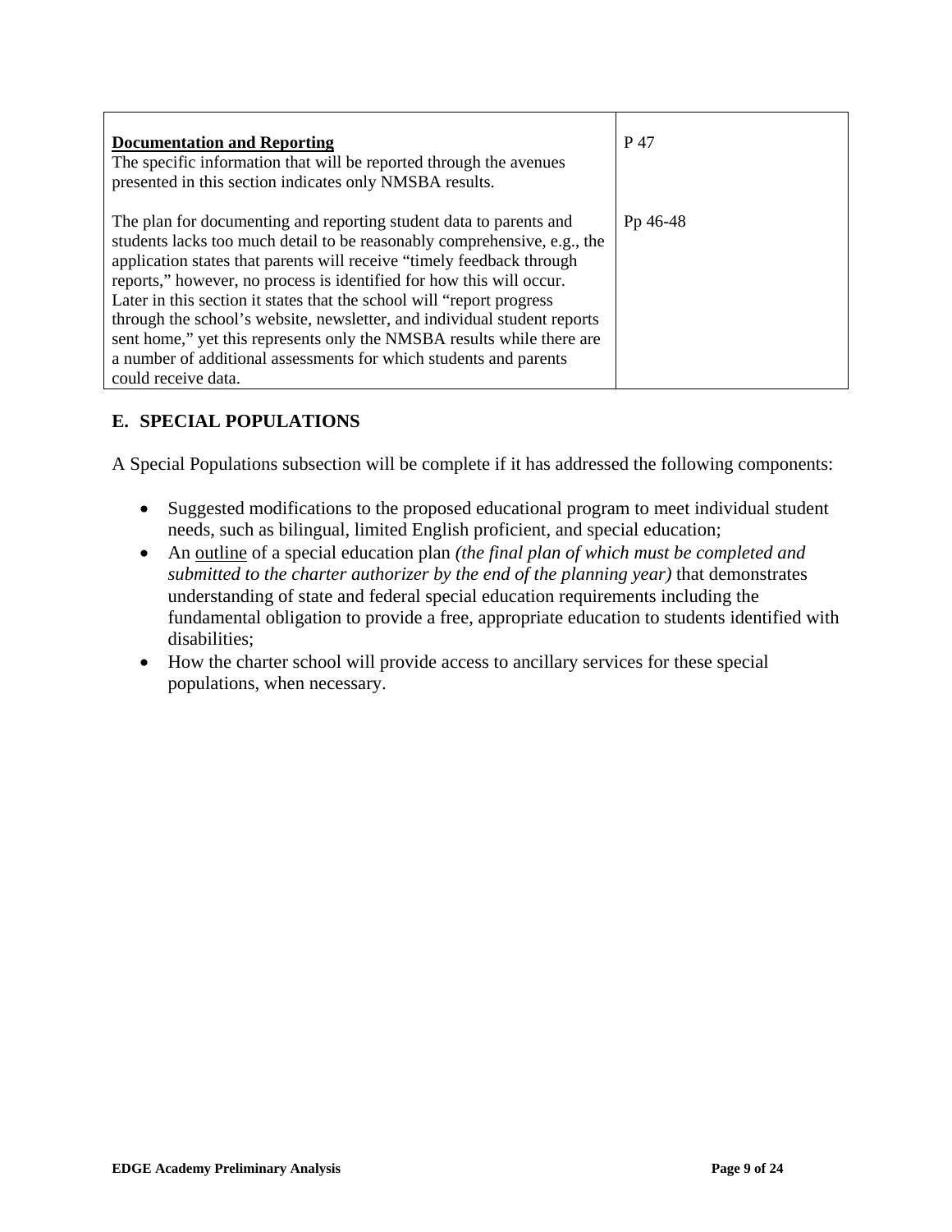| **Documentation and Reporting**<br>The specific information that will be reported through the avenues presented in this section indicates only NMSBA results. | P 47 |
|---|---|
| The plan for documenting and reporting student data to parents and students lacks too much detail to be reasonably comprehensive, e.g., the application states that parents will receive "timely feedback through reports," however, no process is identified for how this will occur. Later in this section it states that the school will "report progress through the school's website, newsletter, and individual student reports sent home," yet this represents only the NMSBA results while there are a number of additional assessments for which students and parents could receive data. | Pp 46-48 |

## E. SPECIAL POPULATIONS

A Special Populations subsection will be complete if it has addressed the following components:

- Suggested modifications to the proposed educational program to meet individual student needs, such as bilingual, limited English proficient, and special education;
- An outline of a special education plan *(the final plan of which must be completed and submitted to the charter authorizer by the end of the planning year)* that demonstrates understanding of state and federal special education requirements including the fundamental obligation to provide a free, appropriate education to students identified with disabilities;
- How the charter school will provide access to ancillary services for these special populations, when necessary.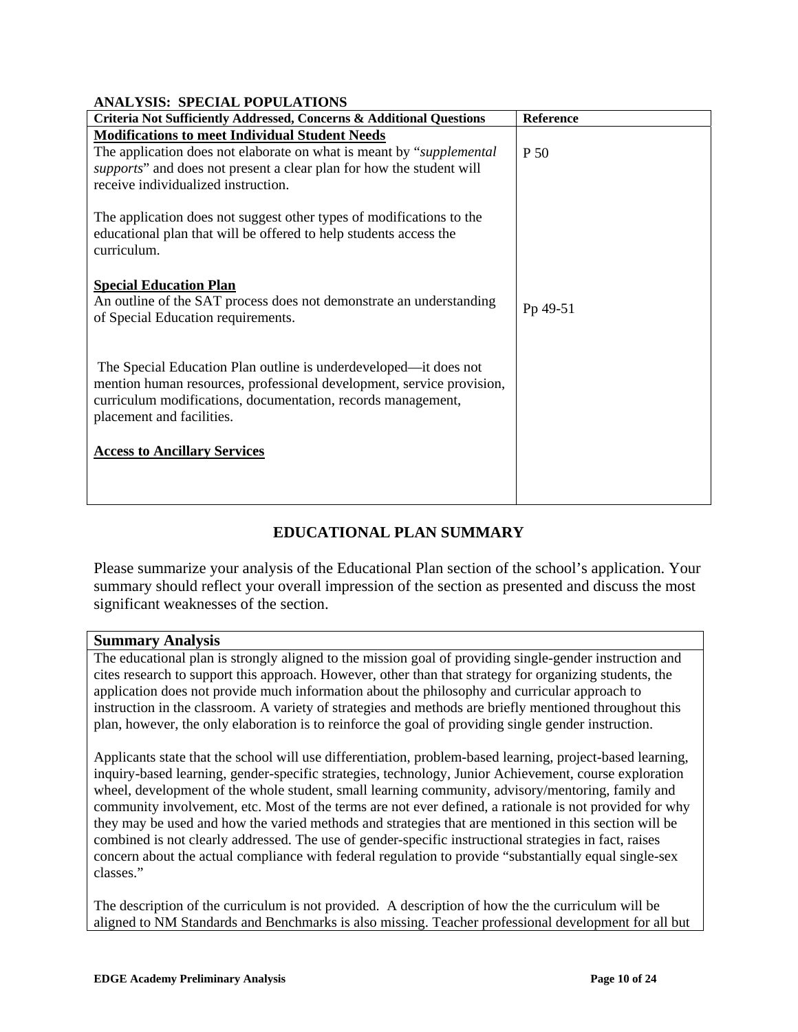**ANALYSIS: SPECIAL POPULATIONS**

| Criteria Not Sufficiently Addressed, Concerns & Additional Questions | Reference |
|---|---|
| **Modifications to meet Individual Student Needs**<br>The application does not elaborate on what is meant by "*supplemental supports*" and does not present a clear plan for how the student will receive individualized instruction.<br><br>The application does not suggest other types of modifications to the educational plan that will be offered to help students access the curriculum. | P 50 |
| **Special Education Plan**<br>An outline of the SAT process does not demonstrate an understanding of Special Education requirements.<br><br>The Special Education Plan outline is underdeveloped—it does not mention human resources, professional development, service provision, curriculum modifications, documentation, records management, placement and facilities. | Pp 49-51 |
| **Access to Ancillary Services** | |

## EDUCATIONAL PLAN SUMMARY

Please summarize your analysis of the Educational Plan section of the school's application. Your summary should reflect your overall impression of the section as presented and discuss the most significant weaknesses of the section.

| Summary Analysis |
|---|
| The educational plan is strongly aligned to the mission goal of providing single-gender instruction and cites research to support this approach. However, other than that strategy for organizing students, the application does not provide much information about the philosophy and curricular approach to instruction in the classroom. A variety of strategies and methods are briefly mentioned throughout this plan, however, the only elaboration is to reinforce the goal of providing single gender instruction.<br><br>Applicants state that the school will use differentiation, problem-based learning, project-based learning, inquiry-based learning, gender-specific strategies, technology, Junior Achievement, course exploration wheel, development of the whole student, small learning community, advisory/mentoring, family and community involvement, etc. Most of the terms are not ever defined, a rationale is not provided for why they may be used and how the varied methods and strategies that are mentioned in this section will be combined is not clearly addressed. The use of gender-specific instructional strategies in fact, raises concern about the actual compliance with federal regulation to provide "substantially equal single-sex classes."<br><br>The description of the curriculum is not provided. A description of how the the curriculum will be aligned to NM Standards and Benchmarks is also missing. Teacher professional development for all but |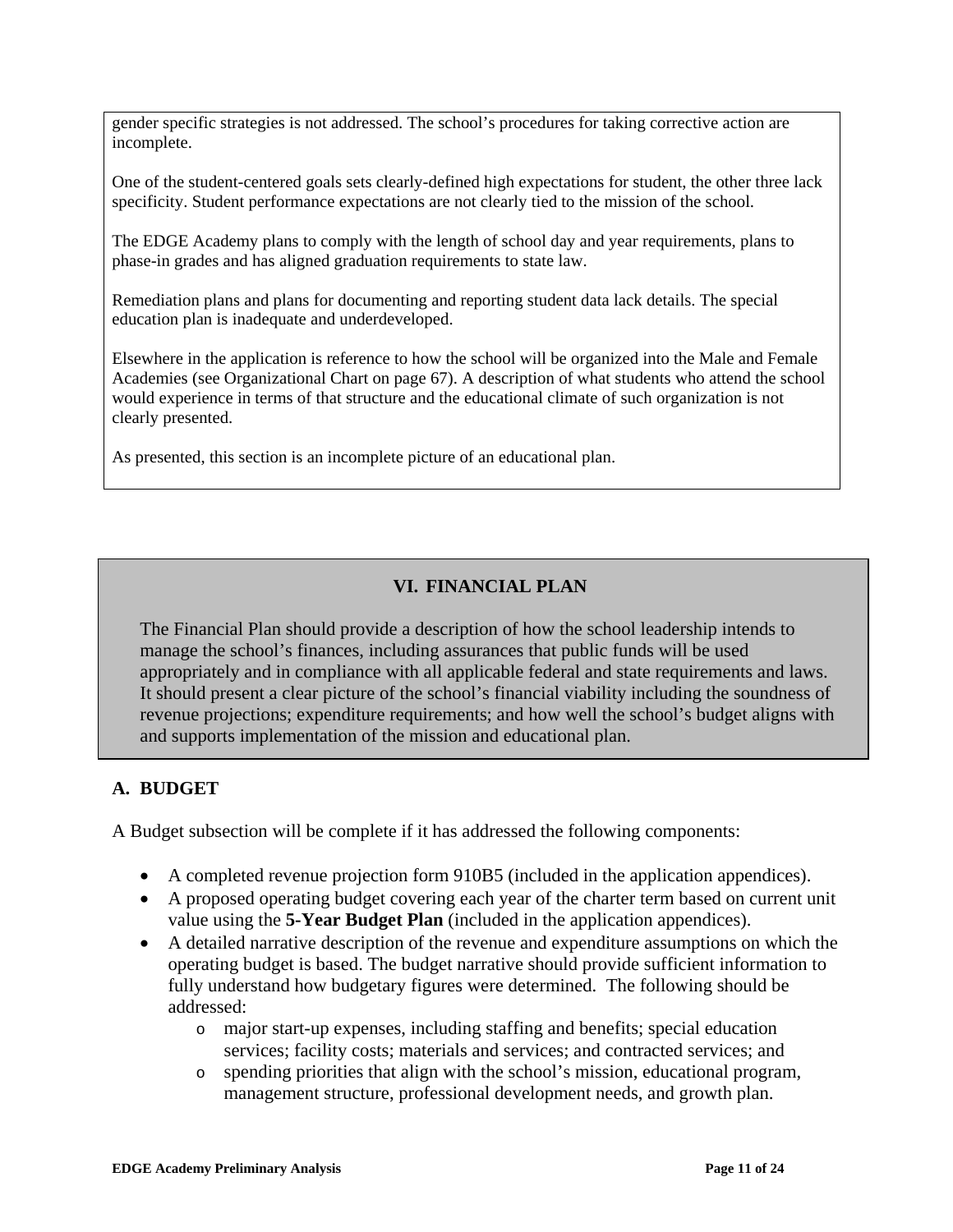gender specific strategies is not addressed. The school's procedures for taking corrective action are incomplete.

One of the student-centered goals sets clearly-defined high expectations for student, the other three lack specificity. Student performance expectations are not clearly tied to the mission of the school.

The EDGE Academy plans to comply with the length of school day and year requirements, plans to phase-in grades and has aligned graduation requirements to state law.

Remediation plans and plans for documenting and reporting student data lack details. The special education plan is inadequate and underdeveloped.

Elsewhere in the application is reference to how the school will be organized into the Male and Female Academies (see Organizational Chart on page 67). A description of what students who attend the school would experience in terms of that structure and the educational climate of such organization is not clearly presented.

As presented, this section is an incomplete picture of an educational plan.

## VI. FINANCIAL PLAN

The Financial Plan should provide a description of how the school leadership intends to manage the school's finances, including assurances that public funds will be used appropriately and in compliance with all applicable federal and state requirements and laws. It should present a clear picture of the school's financial viability including the soundness of revenue projections; expenditure requirements; and how well the school's budget aligns with and supports implementation of the mission and educational plan.

### A. BUDGET

A Budget subsection will be complete if it has addressed the following components:

- A completed revenue projection form 910B5 (included in the application appendices).
- A proposed operating budget covering each year of the charter term based on current unit value using the **5-Year Budget Plan** (included in the application appendices).
- A detailed narrative description of the revenue and expenditure assumptions on which the operating budget is based. The budget narrative should provide sufficient information to fully understand how budgetary figures were determined. The following should be addressed:
  - major start-up expenses, including staffing and benefits; special education services; facility costs; materials and services; and contracted services; and
  - spending priorities that align with the school's mission, educational program, management structure, professional development needs, and growth plan.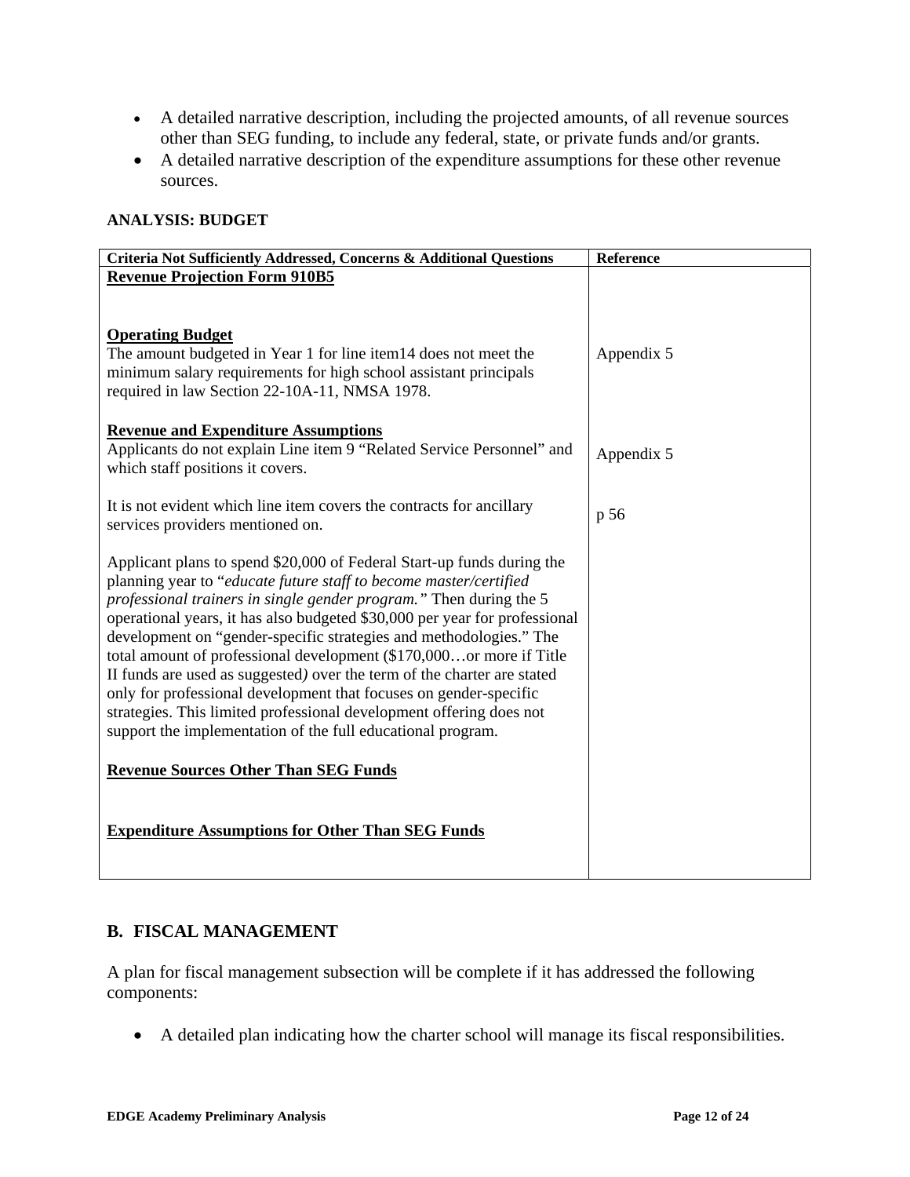- A detailed narrative description, including the projected amounts, of all revenue sources other than SEG funding, to include any federal, state, or private funds and/or grants.
- A detailed narrative description of the expenditure assumptions for these other revenue sources.

**ANALYSIS: BUDGET**

| Criteria Not Sufficiently Addressed, Concerns & Additional Questions | Reference |
|---|---|
| **Revenue Projection Form 910B5** | |
| **Operating Budget** | |
| The amount budgeted in Year 1 for line item14 does not meet the minimum salary requirements for high school assistant principals required in law Section 22-10A-11, NMSA 1978. | Appendix 5 |
| **Revenue and Expenditure Assumptions** | |
| Applicants do not explain Line item 9 "Related Service Personnel" and which staff positions it covers. | Appendix 5 |
| It is not evident which line item covers the contracts for ancillary services providers mentioned on. | p 56 |
| Applicant plans to spend $20,000 of Federal Start-up funds during the planning year to "*educate future staff to become master/certified professional trainers in single gender program.*" Then during the 5 operational years, it has also budgeted $30,000 per year for professional development on "gender-specific strategies and methodologies." The total amount of professional development ($170,000…or more if Title II funds are used as suggested*)* over the term of the charter are stated only for professional development that focuses on gender-specific strategies. This limited professional development offering does not support the implementation of the full educational program. | |
| **Revenue Sources Other Than SEG Funds** | |
| **Expenditure Assumptions for Other Than SEG Funds** | |

## B. FISCAL MANAGEMENT

A plan for fiscal management subsection will be complete if it has addressed the following components:

- A detailed plan indicating how the charter school will manage its fiscal responsibilities.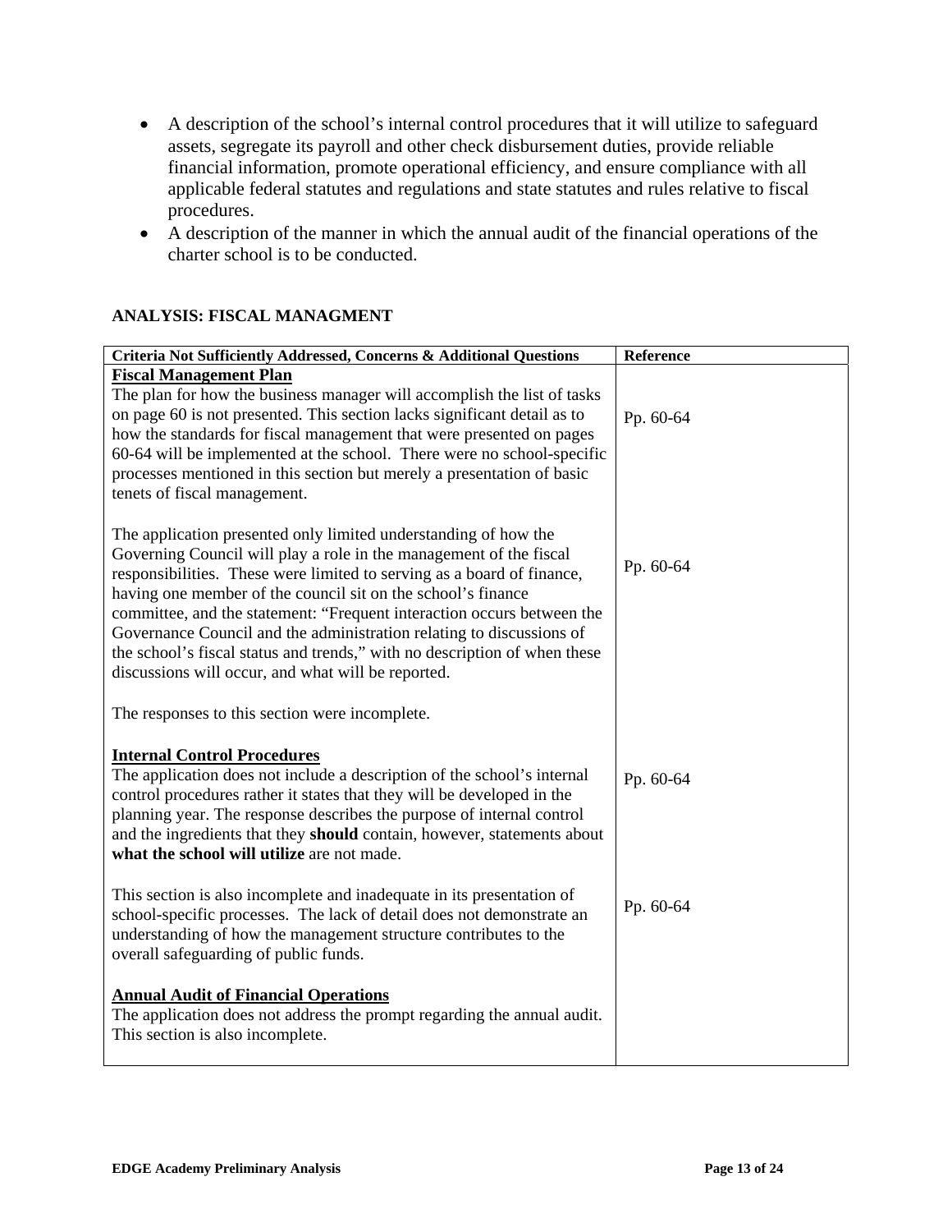- A description of the school's internal control procedures that it will utilize to safeguard assets, segregate its payroll and other check disbursement duties, provide reliable financial information, promote operational efficiency, and ensure compliance with all applicable federal statutes and regulations and state statutes and rules relative to fiscal procedures.
- A description of the manner in which the annual audit of the financial operations of the charter school is to be conducted.

**ANALYSIS: FISCAL MANAGMENT**

| Criteria Not Sufficiently Addressed, Concerns & Additional Questions | Reference |
|---|---|
| **Fiscal Management Plan**<br>The plan for how the business manager will accomplish the list of tasks on page 60 is not presented. This section lacks significant detail as to how the standards for fiscal management that were presented on pages 60-64 will be implemented at the school. There were no school-specific processes mentioned in this section but merely a presentation of basic tenets of fiscal management. | Pp. 60-64 |
| The application presented only limited understanding of how the Governing Council will play a role in the management of the fiscal responsibilities. These were limited to serving as a board of finance, having one member of the council sit on the school's finance committee, and the statement: "Frequent interaction occurs between the Governance Council and the administration relating to discussions of the school's fiscal status and trends," with no description of when these discussions will occur, and what will be reported.<br><br>The responses to this section were incomplete. | Pp. 60-64 |
| **Internal Control Procedures**<br>The application does not include a description of the school's internal control procedures rather it states that they will be developed in the planning year. The response describes the purpose of internal control and the ingredients that they **should** contain, however, statements about **what the school will utilize** are not made. | Pp. 60-64 |
| This section is also incomplete and inadequate in its presentation of school-specific processes. The lack of detail does not demonstrate an understanding of how the management structure contributes to the overall safeguarding of public funds. | Pp. 60-64 |
| **Annual Audit of Financial Operations**<br>The application does not address the prompt regarding the annual audit. This section is also incomplete. | |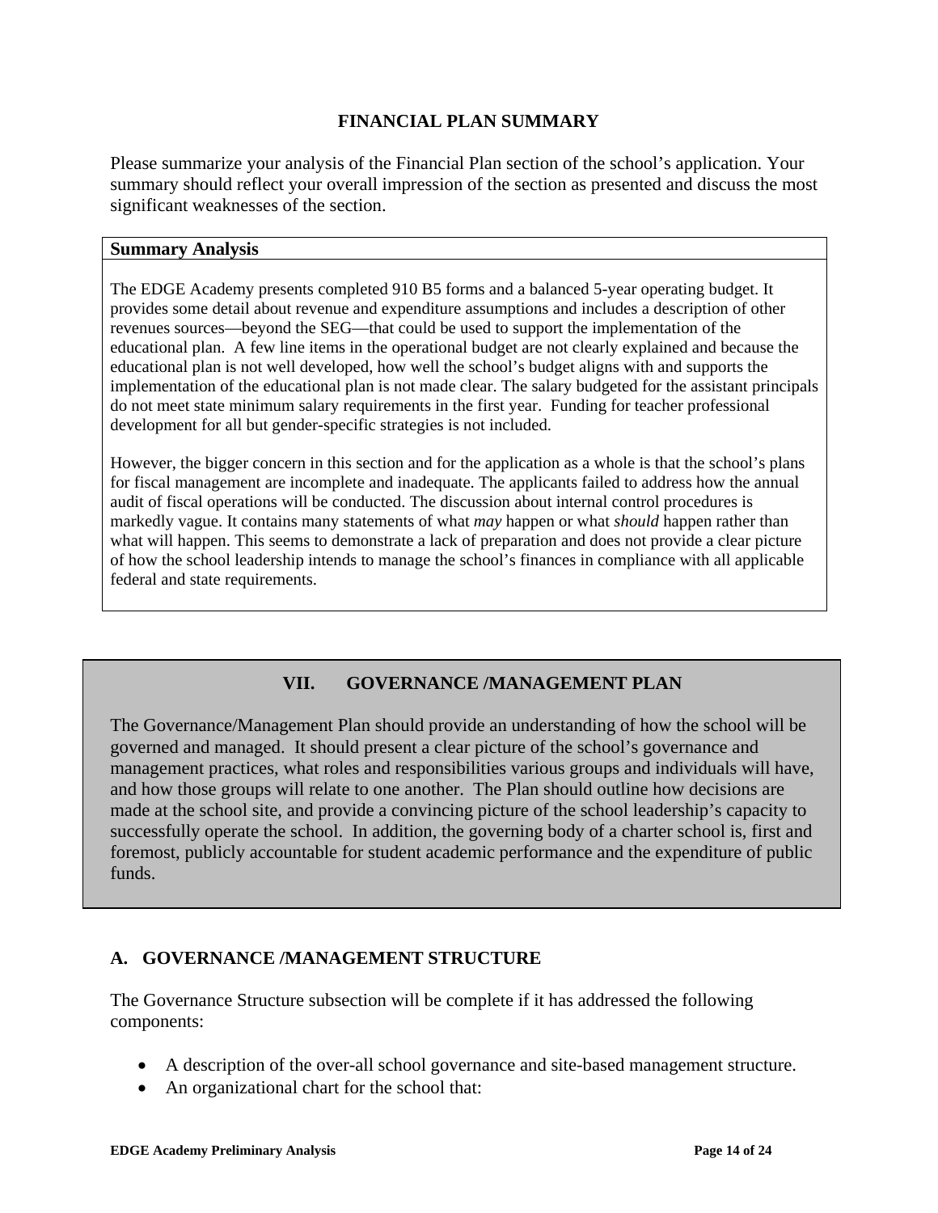## FINANCIAL PLAN SUMMARY

Please summarize your analysis of the Financial Plan section of the school's application. Your summary should reflect your overall impression of the section as presented and discuss the most significant weaknesses of the section.

**Summary Analysis**

The EDGE Academy presents completed 910 B5 forms and a balanced 5-year operating budget. It provides some detail about revenue and expenditure assumptions and includes a description of other revenues sources—beyond the SEG—that could be used to support the implementation of the educational plan. A few line items in the operational budget are not clearly explained and because the educational plan is not well developed, how well the school's budget aligns with and supports the implementation of the educational plan is not made clear. The salary budgeted for the assistant principals do not meet state minimum salary requirements in the first year. Funding for teacher professional development for all but gender-specific strategies is not included.

However, the bigger concern in this section and for the application as a whole is that the school's plans for fiscal management are incomplete and inadequate. The applicants failed to address how the annual audit of fiscal operations will be conducted. The discussion about internal control procedures is markedly vague. It contains many statements of what *may* happen or what *should* happen rather than what will happen. This seems to demonstrate a lack of preparation and does not provide a clear picture of how the school leadership intends to manage the school's finances in compliance with all applicable federal and state requirements.

## VII. GOVERNANCE /MANAGEMENT PLAN

The Governance/Management Plan should provide an understanding of how the school will be governed and managed. It should present a clear picture of the school's governance and management practices, what roles and responsibilities various groups and individuals will have, and how those groups will relate to one another. The Plan should outline how decisions are made at the school site, and provide a convincing picture of the school leadership's capacity to successfully operate the school. In addition, the governing body of a charter school is, first and foremost, publicly accountable for student academic performance and the expenditure of public funds.

### A. GOVERNANCE /MANAGEMENT STRUCTURE

The Governance Structure subsection will be complete if it has addressed the following components:

- A description of the over-all school governance and site-based management structure.
- An organizational chart for the school that: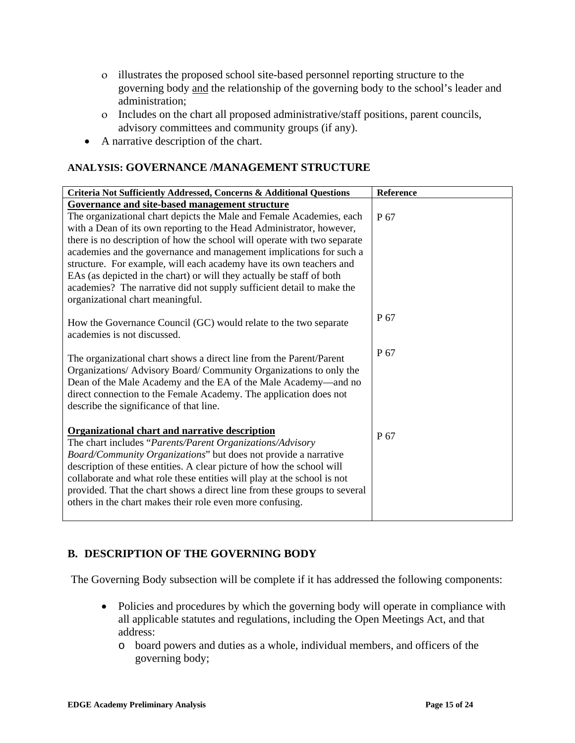- illustrates the proposed school site-based personnel reporting structure to the governing body and the relationship of the governing body to the school's leader and administration;
  - Includes on the chart all proposed administrative/staff positions, parent councils, advisory committees and community groups (if any).
- A narrative description of the chart.

### ANALYSIS: GOVERNANCE /MANAGEMENT STRUCTURE

| Criteria Not Sufficiently Addressed, Concerns & Additional Questions | Reference |
|---|---|
| **Governance and site-based management structure**<br>The organizational chart depicts the Male and Female Academies, each with a Dean of its own reporting to the Head Administrator, however, there is no description of how the school will operate with two separate academies and the governance and management implications for such a structure. For example, will each academy have its own teachers and EAs (as depicted in the chart) or will they actually be staff of both academies? The narrative did not supply sufficient detail to make the organizational chart meaningful. | P 67 |
| How the Governance Council (GC) would relate to the two separate academies is not discussed. | P 67 |
| The organizational chart shows a direct line from the Parent/Parent Organizations/ Advisory Board/ Community Organizations to only the Dean of the Male Academy and the EA of the Male Academy—and no direct connection to the Female Academy. The application does not describe the significance of that line. | P 67 |
| **Organizational chart and narrative description**<br>The chart includes "*Parents/Parent Organizations/Advisory Board/Community Organizations*" but does not provide a narrative description of these entities. A clear picture of how the school will collaborate and what role these entities will play at the school is not provided. That the chart shows a direct line from these groups to several others in the chart makes their role even more confusing. | P 67 |

## B. DESCRIPTION OF THE GOVERNING BODY

The Governing Body subsection will be complete if it has addressed the following components:

- Policies and procedures by which the governing body will operate in compliance with all applicable statutes and regulations, including the Open Meetings Act, and that address:
  - board powers and duties as a whole, individual members, and officers of the governing body;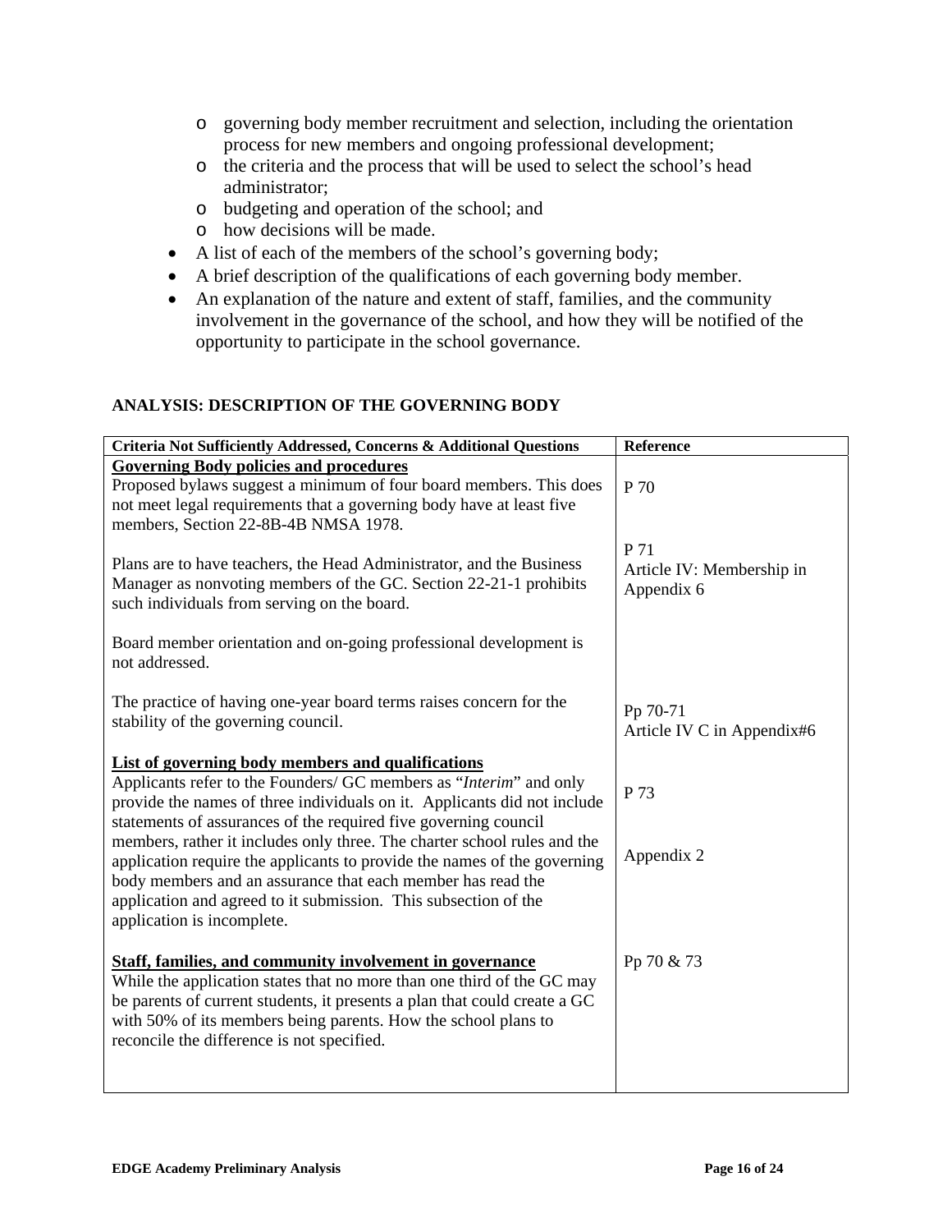- governing body member recruitment and selection, including the orientation process for new members and ongoing professional development;
  - the criteria and the process that will be used to select the school's head administrator;
  - budgeting and operation of the school; and
  - how decisions will be made.
- A list of each of the members of the school's governing body;
- A brief description of the qualifications of each governing body member.
- An explanation of the nature and extent of staff, families, and the community involvement in the governance of the school, and how they will be notified of the opportunity to participate in the school governance.

## ANALYSIS: DESCRIPTION OF THE GOVERNING BODY

| Criteria Not Sufficiently Addressed, Concerns & Additional Questions | Reference |
|---|---|
| **Governing Body policies and procedures**<br>Proposed bylaws suggest a minimum of four board members. This does not meet legal requirements that a governing body have at least five members, Section 22-8B-4B NMSA 1978. | P 70 |
| Plans are to have teachers, the Head Administrator, and the Business Manager as nonvoting members of the GC. Section 22-21-1 prohibits such individuals from serving on the board. | P 71<br>Article IV: Membership in Appendix 6 |
| Board member orientation and on-going professional development is not addressed. | |
| The practice of having one-year board terms raises concern for the stability of the governing council. | Pp 70-71<br>Article IV C in Appendix#6 |
| **List of governing body members and qualifications**<br>Applicants refer to the Founders/ GC members as "*Interim*" and only provide the names of three individuals on it. Applicants did not include statements of assurances of the required five governing council members, rather it includes only three. The charter school rules and the application require the applicants to provide the names of the governing body members and an assurance that each member has read the application and agreed to it submission. This subsection of the application is incomplete. | P 73<br><br>Appendix 2 |
| **Staff, families, and community involvement in governance**<br>While the application states that no more than one third of the GC may be parents of current students, it presents a plan that could create a GC with 50% of its members being parents. How the school plans to reconcile the difference is not specified. | Pp 70 & 73 |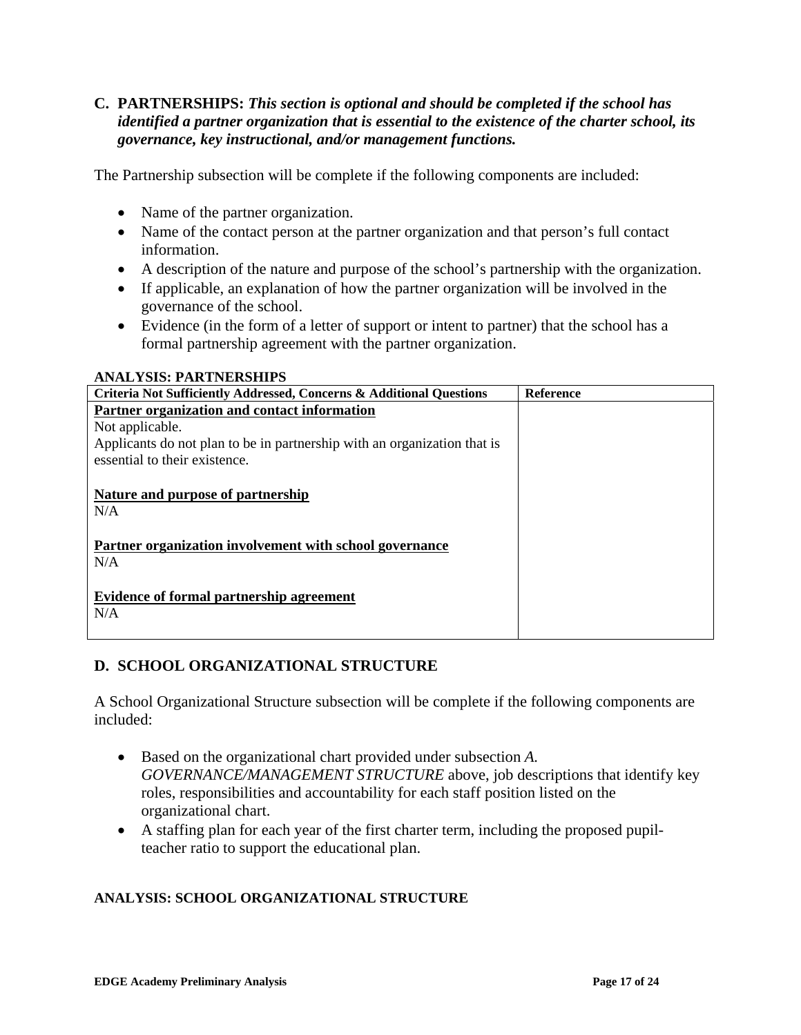## C. PARTNERSHIPS: *This section is optional and should be completed if the school has identified a partner organization that is essential to the existence of the charter school, its governance, key instructional, and/or management functions.*

The Partnership subsection will be complete if the following components are included:

- Name of the partner organization.
- Name of the contact person at the partner organization and that person's full contact information.
- A description of the nature and purpose of the school's partnership with the organization.
- If applicable, an explanation of how the partner organization will be involved in the governance of the school.
- Evidence (in the form of a letter of support or intent to partner) that the school has a formal partnership agreement with the partner organization.

**ANALYSIS: PARTNERSHIPS**

| Criteria Not Sufficiently Addressed, Concerns & Additional Questions | Reference |
|---|---|
| **Partner organization and contact information**<br>Not applicable.<br>Applicants do not plan to be in partnership with an organization that is essential to their existence.<br><br>**Nature and purpose of partnership**<br>N/A<br><br>**Partner organization involvement with school governance**<br>N/A<br><br>**Evidence of formal partnership agreement**<br>N/A | |

## D. SCHOOL ORGANIZATIONAL STRUCTURE

A School Organizational Structure subsection will be complete if the following components are included:

- Based on the organizational chart provided under subsection *A. GOVERNANCE/MANAGEMENT STRUCTURE* above, job descriptions that identify key roles, responsibilities and accountability for each staff position listed on the organizational chart.
- A staffing plan for each year of the first charter term, including the proposed pupil-teacher ratio to support the educational plan.

**ANALYSIS: SCHOOL ORGANIZATIONAL STRUCTURE**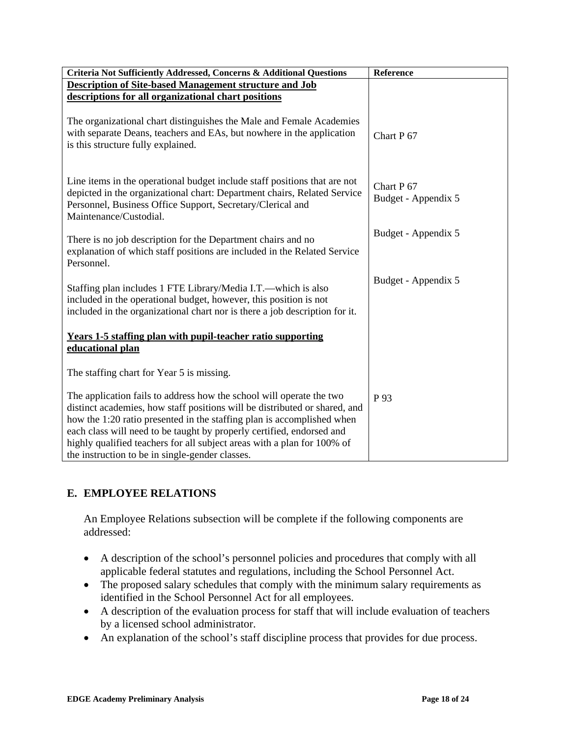| Criteria Not Sufficiently Addressed, Concerns & Additional Questions | Reference |
|---|---|
| **<u>Description of Site-based Management structure and Job descriptions for all organizational chart positions</u>** | |
| The organizational chart distinguishes the Male and Female Academies with separate Deans, teachers and EAs, but nowhere in the application is this structure fully explained. | Chart P 67 |
| Line items in the operational budget include staff positions that are not depicted in the organizational chart: Department chairs, Related Service Personnel, Business Office Support, Secretary/Clerical and Maintenance/Custodial. | Chart P 67<br>Budget - Appendix 5 |
| There is no job description for the Department chairs and no explanation of which staff positions are included in the Related Service Personnel. | Budget - Appendix 5 |
| Staffing plan includes 1 FTE Library/Media I.T.—which is also included in the operational budget, however, this position is not included in the organizational chart nor is there a job description for it. | Budget - Appendix 5 |
| **<u>Years 1-5 staffing plan with pupil-teacher ratio supporting educational plan</u>** | |
| The staffing chart for Year 5 is missing. | |
| The application fails to address how the school will operate the two distinct academies, how staff positions will be distributed or shared, and how the 1:20 ratio presented in the staffing plan is accomplished when each class will need to be taught by properly certified, endorsed and highly qualified teachers for all subject areas with a plan for 100% of the instruction to be in single-gender classes. | P 93 |

## E. EMPLOYEE RELATIONS

An Employee Relations subsection will be complete if the following components are addressed:

- A description of the school's personnel policies and procedures that comply with all applicable federal statutes and regulations, including the School Personnel Act.
- The proposed salary schedules that comply with the minimum salary requirements as identified in the School Personnel Act for all employees.
- A description of the evaluation process for staff that will include evaluation of teachers by a licensed school administrator.
- An explanation of the school's staff discipline process that provides for due process.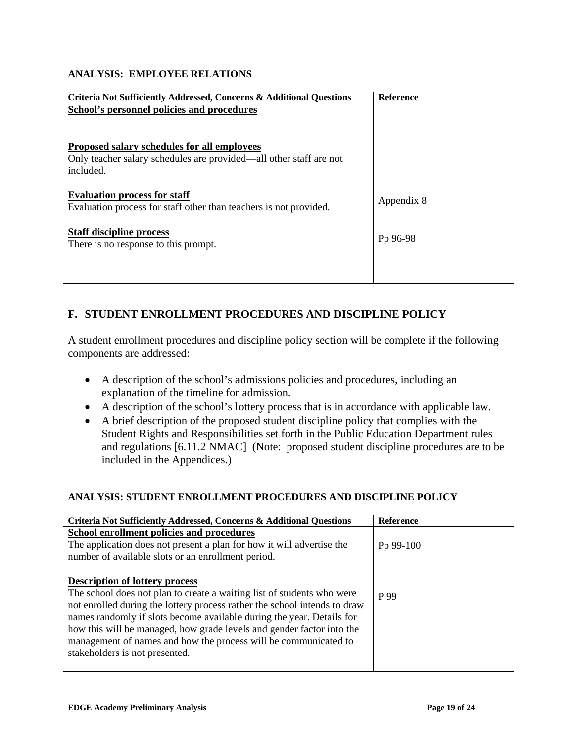**ANALYSIS: EMPLOYEE RELATIONS**

| Criteria Not Sufficiently Addressed, Concerns & Additional Questions | Reference |
|---|---|
| **School's personnel policies and procedures** | |
| **Proposed salary schedules for all employees**<br>Only teacher salary schedules are provided—all other staff are not included. | |
| **Evaluation process for staff**<br>Evaluation process for staff other than teachers is not provided. | Appendix 8 |
| **Staff discipline process**<br>There is no response to this prompt. | Pp 96-98 |

## F. STUDENT ENROLLMENT PROCEDURES AND DISCIPLINE POLICY

A student enrollment procedures and discipline policy section will be complete if the following components are addressed:

- A description of the school's admissions policies and procedures, including an explanation of the timeline for admission.
- A description of the school's lottery process that is in accordance with applicable law.
- A brief description of the proposed student discipline policy that complies with the Student Rights and Responsibilities set forth in the Public Education Department rules and regulations [6.11.2 NMAC] (Note: proposed student discipline procedures are to be included in the Appendices.)

**ANALYSIS: STUDENT ENROLLMENT PROCEDURES AND DISCIPLINE POLICY**

| Criteria Not Sufficiently Addressed, Concerns & Additional Questions | Reference |
|---|---|
| **School enrollment policies and procedures**<br>The application does not present a plan for how it will advertise the number of available slots or an enrollment period. | Pp 99-100 |
| **Description of lottery process**<br>The school does not plan to create a waiting list of students who were not enrolled during the lottery process rather the school intends to draw names randomly if slots become available during the year. Details for how this will be managed, how grade levels and gender factor into the management of names and how the process will be communicated to stakeholders is not presented. | P 99 |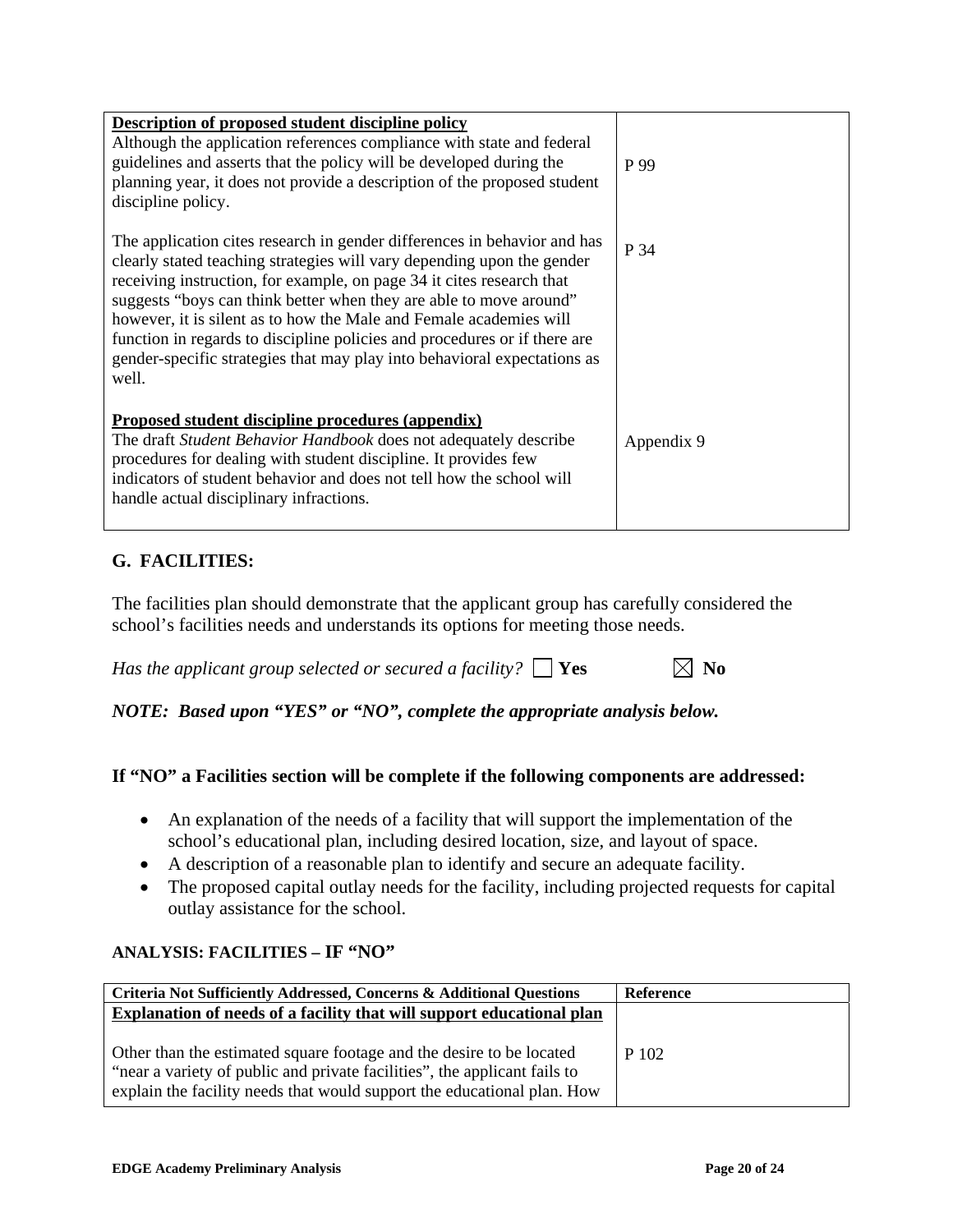| | |
|---|---|
| **<u>Description of proposed student discipline policy</u>**<br>Although the application references compliance with state and federal guidelines and asserts that the policy will be developed during the planning year, it does not provide a description of the proposed student discipline policy.<br><br>The application cites research in gender differences in behavior and has clearly stated teaching strategies will vary depending upon the gender receiving instruction, for example, on page 34 it cites research that suggests "boys can think better when they are able to move around" however, it is silent as to how the Male and Female academies will function in regards to discipline policies and procedures or if there are gender-specific strategies that may play into behavioral expectations as well. | P 99<br><br><br><br>P 34 |
| **<u>Proposed student discipline procedures (appendix)</u>**<br>The draft *Student Behavior Handbook* does not adequately describe procedures for dealing with student discipline. It provides few indicators of student behavior and does not tell how the school will handle actual disciplinary infractions. | Appendix 9 |

## G. FACILITIES:

The facilities plan should demonstrate that the applicant group has carefully considered the school's facilities needs and understands its options for meeting those needs.

*Has the applicant group selected or secured a facility?* ☐ **Yes** ☒ **No**

***NOTE: Based upon "YES" or "NO", complete the appropriate analysis below.***

### If "NO" a Facilities section will be complete if the following components are addressed:

- An explanation of the needs of a facility that will support the implementation of the school's educational plan, including desired location, size, and layout of space.
- A description of a reasonable plan to identify and secure an adequate facility.
- The proposed capital outlay needs for the facility, including projected requests for capital outlay assistance for the school.

### ANALYSIS: FACILITIES – IF "NO"

| Criteria Not Sufficiently Addressed, Concerns & Additional Questions | Reference |
|---|---|
| **<u>Explanation of needs of a facility that will support educational plan</u>**<br><br>Other than the estimated square footage and the desire to be located "near a variety of public and private facilities", the applicant fails to explain the facility needs that would support the educational plan. How | P 102 |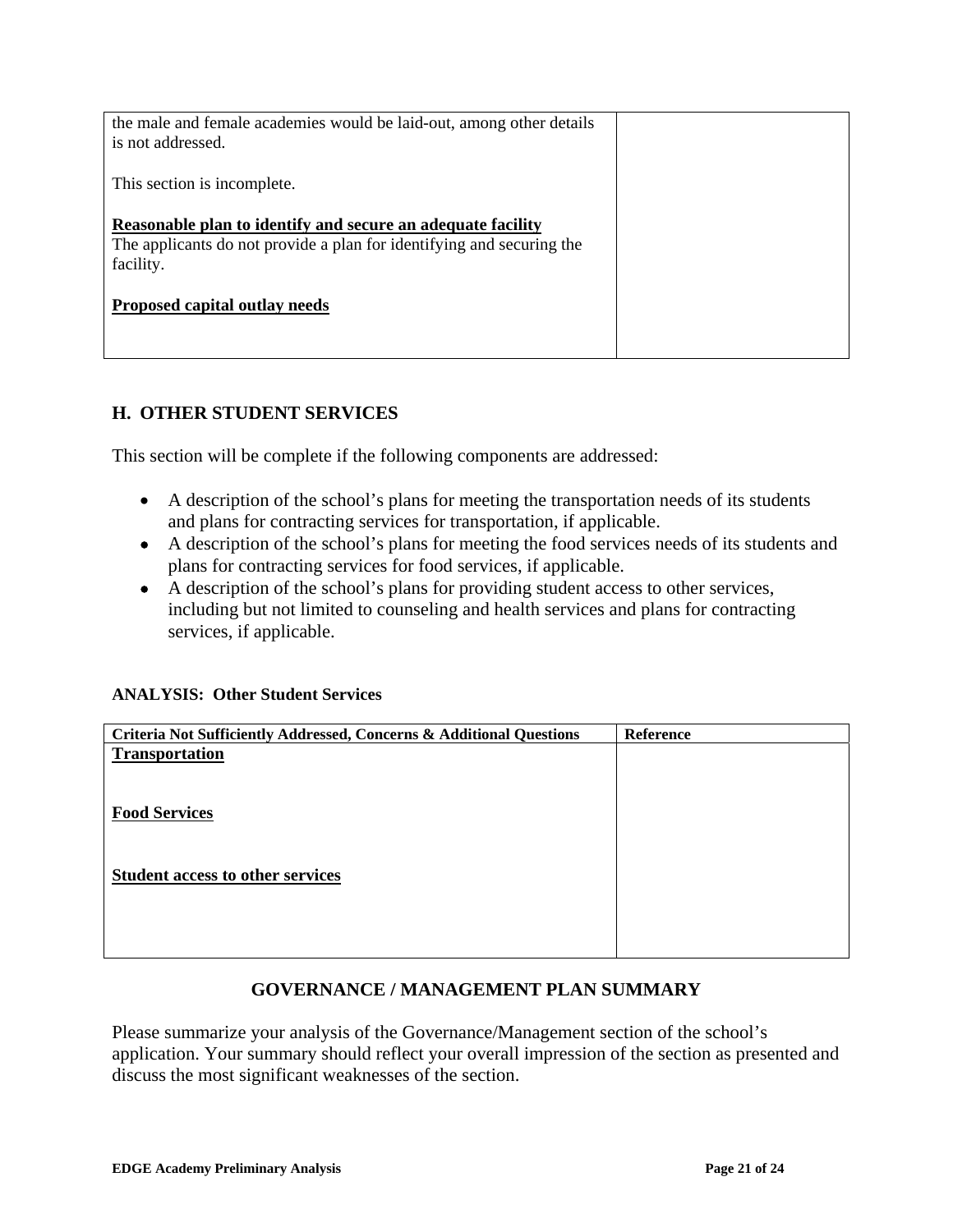| | |
|---|---|
| the male and female academies would be laid-out, among other details is not addressed.<br><br>This section is incomplete.<br><br>**Reasonable plan to identify and secure an adequate facility**<br>The applicants do not provide a plan for identifying and securing the facility.<br><br>**Proposed capital outlay needs** | |

## H. OTHER STUDENT SERVICES

This section will be complete if the following components are addressed:

- A description of the school's plans for meeting the transportation needs of its students and plans for contracting services for transportation, if applicable.
- A description of the school's plans for meeting the food services needs of its students and plans for contracting services for food services, if applicable.
- A description of the school's plans for providing student access to other services, including but not limited to counseling and health services and plans for contracting services, if applicable.

**ANALYSIS: Other Student Services**

| Criteria Not Sufficiently Addressed, Concerns & Additional Questions | Reference |
|---|---|
| **Transportation**<br><br>**Food Services**<br><br>**Student access to other services** | |

## GOVERNANCE / MANAGEMENT PLAN SUMMARY

Please summarize your analysis of the Governance/Management section of the school's application. Your summary should reflect your overall impression of the section as presented and discuss the most significant weaknesses of the section.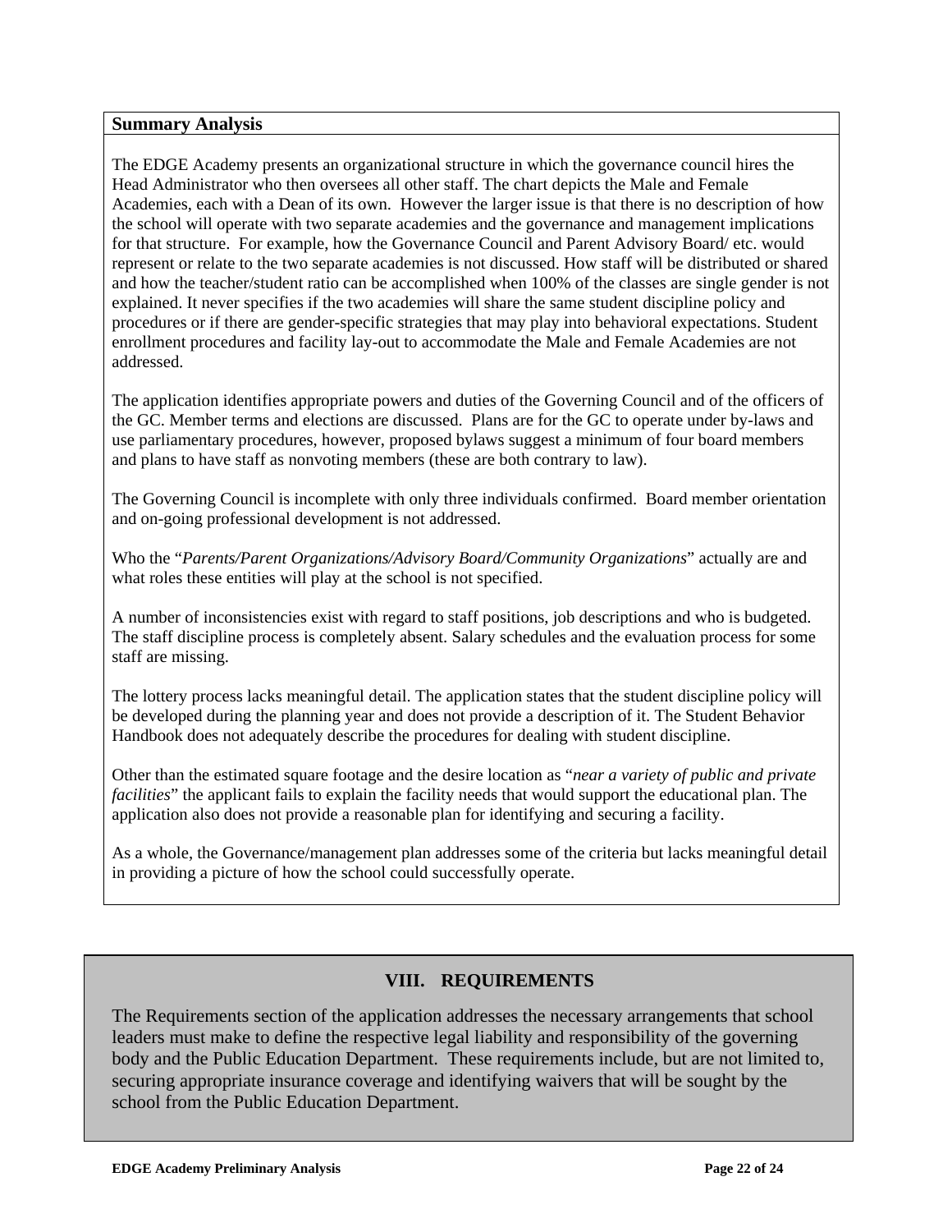**Summary Analysis**

The EDGE Academy presents an organizational structure in which the governance council hires the Head Administrator who then oversees all other staff. The chart depicts the Male and Female Academies, each with a Dean of its own. However the larger issue is that there is no description of how the school will operate with two separate academies and the governance and management implications for that structure. For example, how the Governance Council and Parent Advisory Board/ etc. would represent or relate to the two separate academies is not discussed. How staff will be distributed or shared and how the teacher/student ratio can be accomplished when 100% of the classes are single gender is not explained. It never specifies if the two academies will share the same student discipline policy and procedures or if there are gender-specific strategies that may play into behavioral expectations. Student enrollment procedures and facility lay-out to accommodate the Male and Female Academies are not addressed.

The application identifies appropriate powers and duties of the Governing Council and of the officers of the GC. Member terms and elections are discussed. Plans are for the GC to operate under by-laws and use parliamentary procedures, however, proposed bylaws suggest a minimum of four board members and plans to have staff as nonvoting members (these are both contrary to law).

The Governing Council is incomplete with only three individuals confirmed. Board member orientation and on-going professional development is not addressed.

Who the "*Parents/Parent Organizations/Advisory Board/Community Organizations*" actually are and what roles these entities will play at the school is not specified.

A number of inconsistencies exist with regard to staff positions, job descriptions and who is budgeted. The staff discipline process is completely absent. Salary schedules and the evaluation process for some staff are missing.

The lottery process lacks meaningful detail. The application states that the student discipline policy will be developed during the planning year and does not provide a description of it. The Student Behavior Handbook does not adequately describe the procedures for dealing with student discipline.

Other than the estimated square footage and the desire location as "*near a variety of public and private facilities*" the applicant fails to explain the facility needs that would support the educational plan. The application also does not provide a reasonable plan for identifying and securing a facility.

As a whole, the Governance/management plan addresses some of the criteria but lacks meaningful detail in providing a picture of how the school could successfully operate.

## VIII. REQUIREMENTS

The Requirements section of the application addresses the necessary arrangements that school leaders must make to define the respective legal liability and responsibility of the governing body and the Public Education Department. These requirements include, but are not limited to, securing appropriate insurance coverage and identifying waivers that will be sought by the school from the Public Education Department.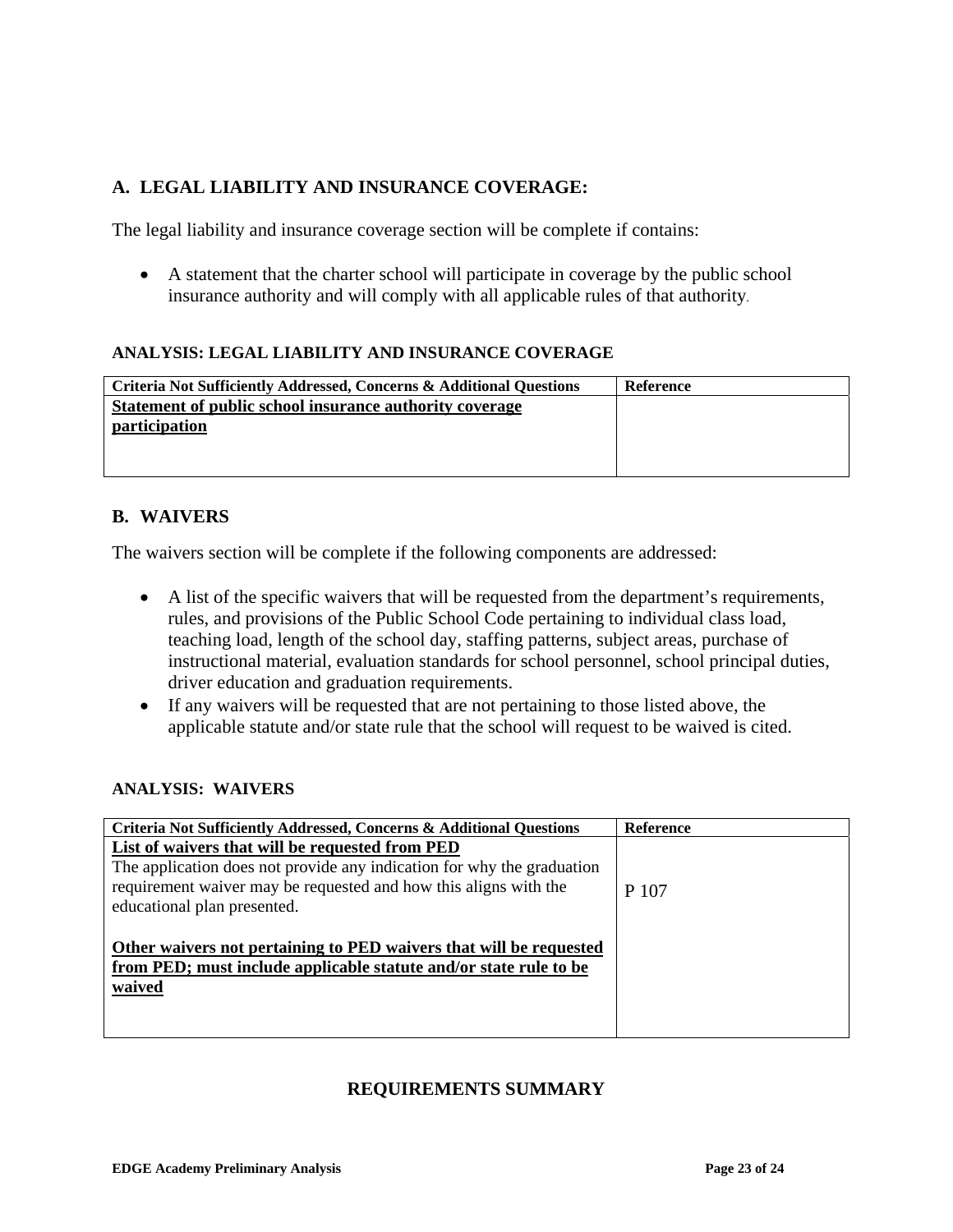## A. LEGAL LIABILITY AND INSURANCE COVERAGE:

The legal liability and insurance coverage section will be complete if contains:

- A statement that the charter school will participate in coverage by the public school insurance authority and will comply with all applicable rules of that authority.

#### ANALYSIS: LEGAL LIABILITY AND INSURANCE COVERAGE

| Criteria Not Sufficiently Addressed, Concerns & Additional Questions | Reference |
|---|---|
| **Statement of public school insurance authority coverage participation** | |

## B. WAIVERS

The waivers section will be complete if the following components are addressed:

- A list of the specific waivers that will be requested from the department's requirements, rules, and provisions of the Public School Code pertaining to individual class load, teaching load, length of the school day, staffing patterns, subject areas, purchase of instructional material, evaluation standards for school personnel, school principal duties, driver education and graduation requirements.
- If any waivers will be requested that are not pertaining to those listed above, the applicable statute and/or state rule that the school will request to be waived is cited.

#### ANALYSIS: WAIVERS

| Criteria Not Sufficiently Addressed, Concerns & Additional Questions | Reference |
|---|---|
| **List of waivers that will be requested from PED**<br>The application does not provide any indication for why the graduation requirement waiver may be requested and how this aligns with the educational plan presented.<br><br>**Other waivers not pertaining to PED waivers that will be requested from PED; must include applicable statute and/or state rule to be waived** | P 107 |

### REQUIREMENTS SUMMARY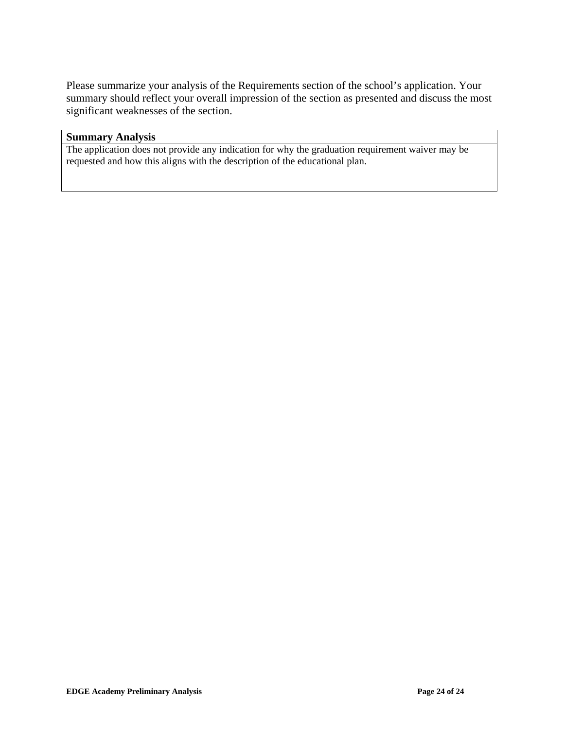Please summarize your analysis of the Requirements section of the school's application. Your summary should reflect your overall impression of the section as presented and discuss the most significant weaknesses of the section.

| **Summary Analysis** |
| --- |
| The application does not provide any indication for why the graduation requirement waiver may be requested and how this aligns with the description of the educational plan. |